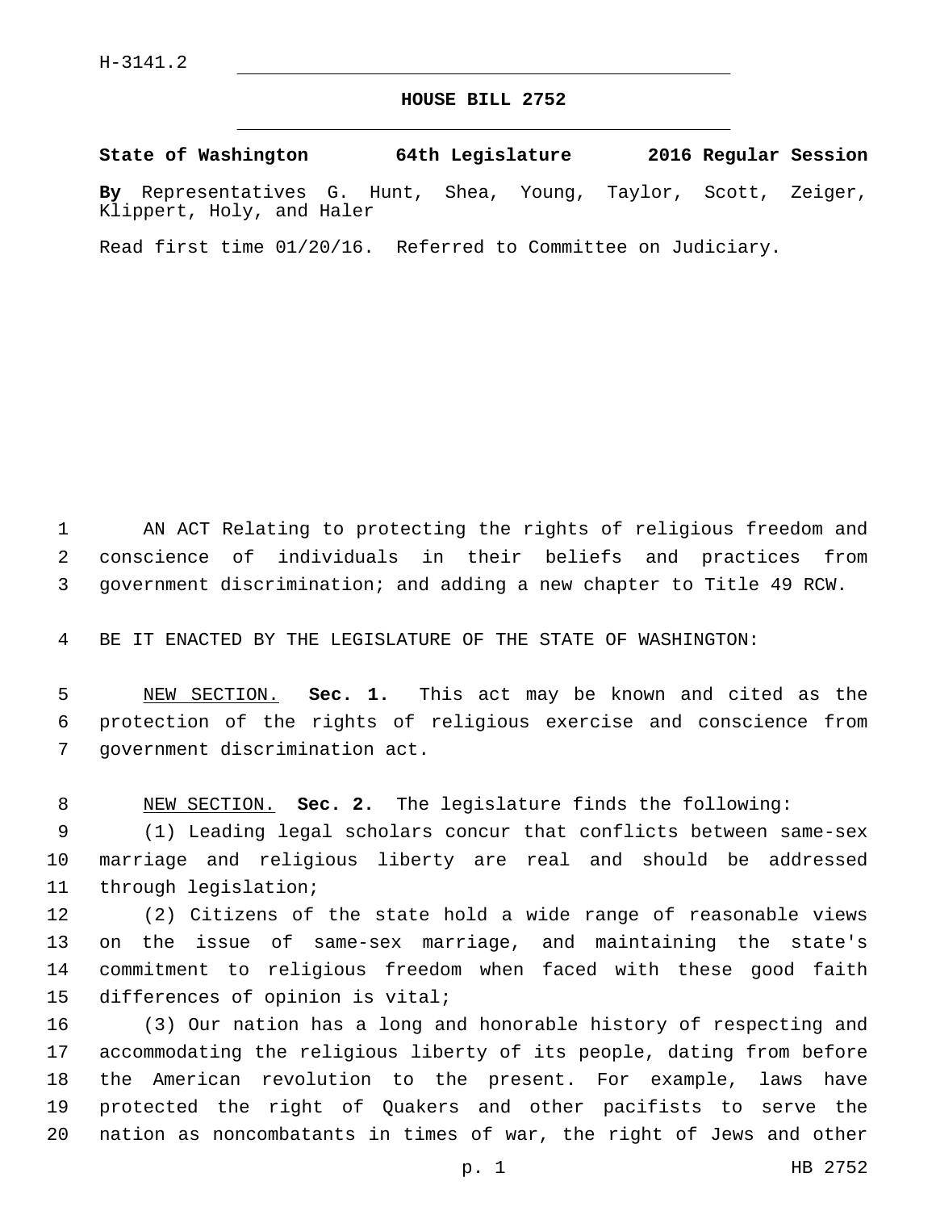H-3141.2

# HOUSE BILL 2752

**State of Washington 64th Legislature 2016 Regular Session**

**By** Representatives G. Hunt, Shea, Young, Taylor, Scott, Zeiger, Klippert, Holy, and Haler

Read first time 01/20/16. Referred to Committee on Judiciary.

AN ACT Relating to protecting the rights of religious freedom and conscience of individuals in their beliefs and practices from government discrimination; and adding a new chapter to Title 49 RCW.

BE IT ENACTED BY THE LEGISLATURE OF THE STATE OF WASHINGTON:

NEW SECTION. **Sec. 1.** This act may be known and cited as the protection of the rights of religious exercise and conscience from government discrimination act.

NEW SECTION. **Sec. 2.** The legislature finds the following:

(1) Leading legal scholars concur that conflicts between same-sex marriage and religious liberty are real and should be addressed through legislation;

(2) Citizens of the state hold a wide range of reasonable views on the issue of same-sex marriage, and maintaining the state's commitment to religious freedom when faced with these good faith differences of opinion is vital;

(3) Our nation has a long and honorable history of respecting and accommodating the religious liberty of its people, dating from before the American revolution to the present. For example, laws have protected the right of Quakers and other pacifists to serve the nation as noncombatants in times of war, the right of Jews and other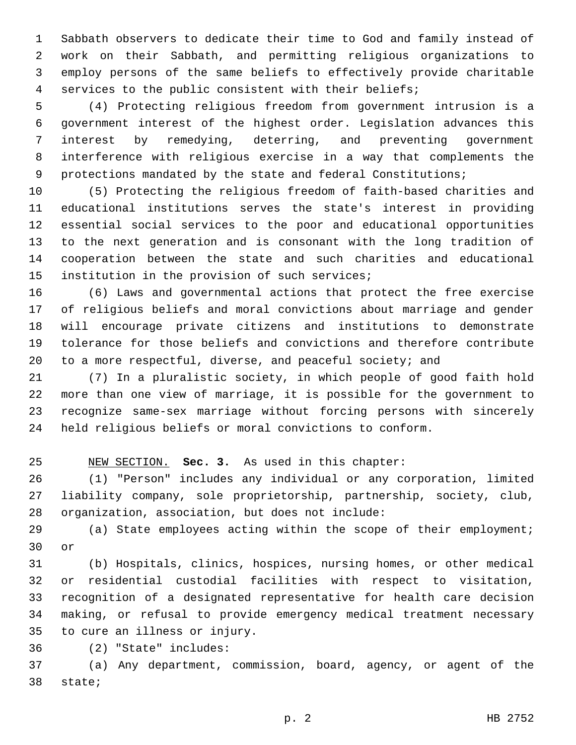Sabbath observers to dedicate their time to God and family instead of work on their Sabbath, and permitting religious organizations to employ persons of the same beliefs to effectively provide charitable services to the public consistent with their beliefs;

(4) Protecting religious freedom from government intrusion is a government interest of the highest order. Legislation advances this interest by remedying, deterring, and preventing government interference with religious exercise in a way that complements the protections mandated by the state and federal Constitutions;

(5) Protecting the religious freedom of faith-based charities and educational institutions serves the state's interest in providing essential social services to the poor and educational opportunities to the next generation and is consonant with the long tradition of cooperation between the state and such charities and educational institution in the provision of such services;

(6) Laws and governmental actions that protect the free exercise of religious beliefs and moral convictions about marriage and gender will encourage private citizens and institutions to demonstrate tolerance for those beliefs and convictions and therefore contribute to a more respectful, diverse, and peaceful society; and

(7) In a pluralistic society, in which people of good faith hold more than one view of marriage, it is possible for the government to recognize same-sex marriage without forcing persons with sincerely held religious beliefs or moral convictions to conform.

NEW SECTION. **Sec. 3.** As used in this chapter:

(1) "Person" includes any individual or any corporation, limited liability company, sole proprietorship, partnership, society, club, organization, association, but does not include:

(a) State employees acting within the scope of their employment; or

(b) Hospitals, clinics, hospices, nursing homes, or other medical or residential custodial facilities with respect to visitation, recognition of a designated representative for health care decision making, or refusal to provide emergency medical treatment necessary to cure an illness or injury.

(2) "State" includes:

(a) Any department, commission, board, agency, or agent of the state;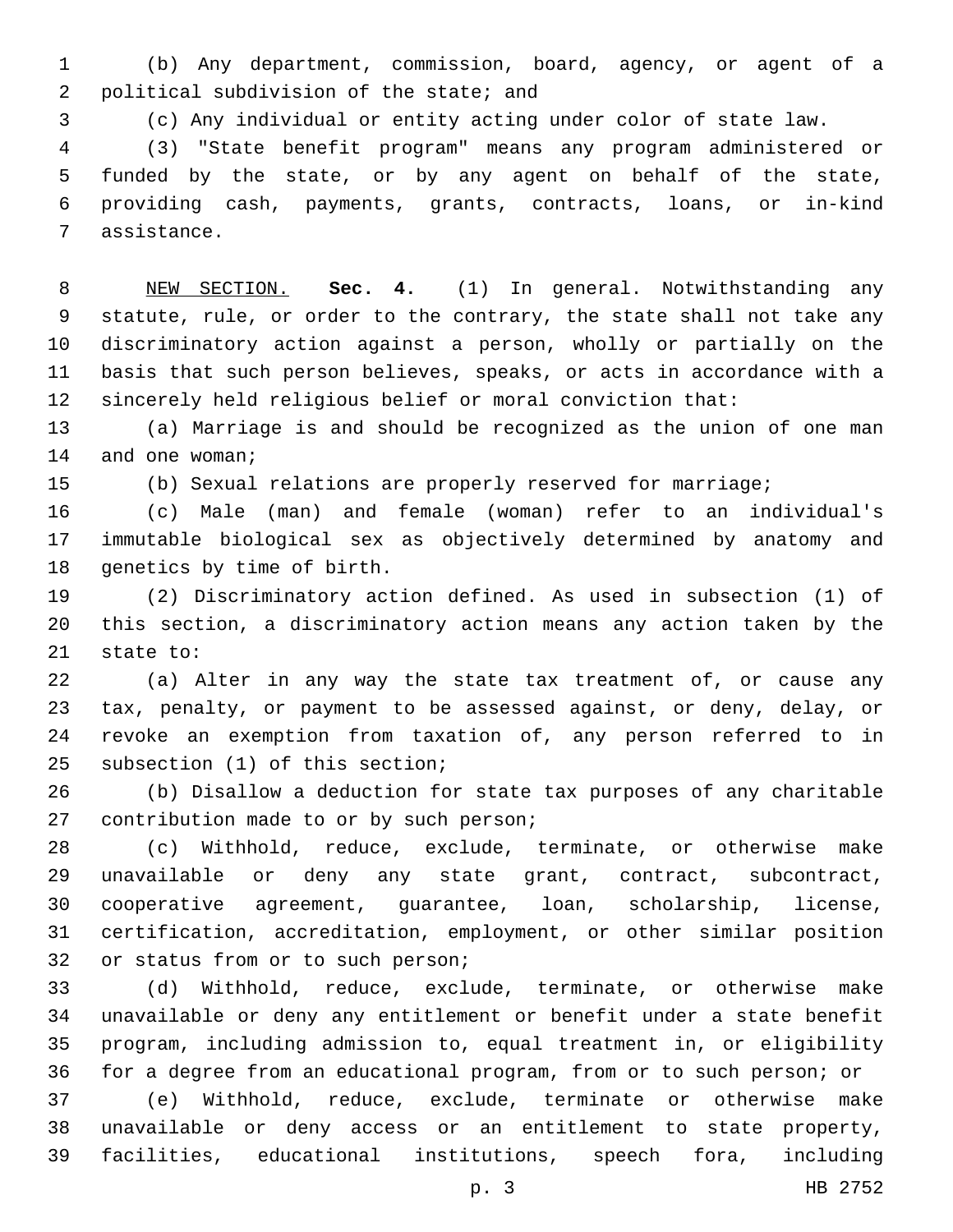(b) Any department, commission, board, agency, or agent of a political subdivision of the state; and

(c) Any individual or entity acting under color of state law.

(3) "State benefit program" means any program administered or funded by the state, or by any agent on behalf of the state, providing cash, payments, grants, contracts, loans, or in-kind assistance.

NEW SECTION. **Sec. 4.** (1) In general. Notwithstanding any statute, rule, or order to the contrary, the state shall not take any discriminatory action against a person, wholly or partially on the basis that such person believes, speaks, or acts in accordance with a sincerely held religious belief or moral conviction that:

(a) Marriage is and should be recognized as the union of one man and one woman;

(b) Sexual relations are properly reserved for marriage;

(c) Male (man) and female (woman) refer to an individual's immutable biological sex as objectively determined by anatomy and genetics by time of birth.

(2) Discriminatory action defined. As used in subsection (1) of this section, a discriminatory action means any action taken by the state to:

(a) Alter in any way the state tax treatment of, or cause any tax, penalty, or payment to be assessed against, or deny, delay, or revoke an exemption from taxation of, any person referred to in subsection (1) of this section;

(b) Disallow a deduction for state tax purposes of any charitable contribution made to or by such person;

(c) Withhold, reduce, exclude, terminate, or otherwise make unavailable or deny any state grant, contract, subcontract, cooperative agreement, guarantee, loan, scholarship, license, certification, accreditation, employment, or other similar position or status from or to such person;

(d) Withhold, reduce, exclude, terminate, or otherwise make unavailable or deny any entitlement or benefit under a state benefit program, including admission to, equal treatment in, or eligibility for a degree from an educational program, from or to such person; or

(e) Withhold, reduce, exclude, terminate or otherwise make unavailable or deny access or an entitlement to state property, facilities, educational institutions, speech fora, including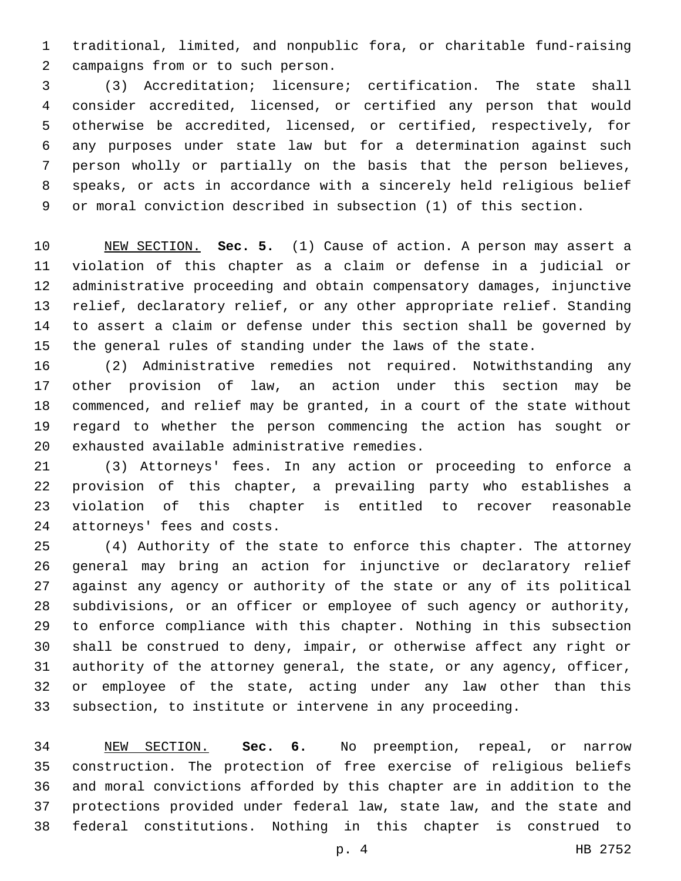traditional, limited, and nonpublic fora, or charitable fund-raising campaigns from or to such person.

(3) Accreditation; licensure; certification. The state shall consider accredited, licensed, or certified any person that would otherwise be accredited, licensed, or certified, respectively, for any purposes under state law but for a determination against such person wholly or partially on the basis that the person believes, speaks, or acts in accordance with a sincerely held religious belief or moral conviction described in subsection (1) of this section.

NEW SECTION. **Sec. 5.** (1) Cause of action. A person may assert a violation of this chapter as a claim or defense in a judicial or administrative proceeding and obtain compensatory damages, injunctive relief, declaratory relief, or any other appropriate relief. Standing to assert a claim or defense under this section shall be governed by the general rules of standing under the laws of the state.

(2) Administrative remedies not required. Notwithstanding any other provision of law, an action under this section may be commenced, and relief may be granted, in a court of the state without regard to whether the person commencing the action has sought or exhausted available administrative remedies.

(3) Attorneys' fees. In any action or proceeding to enforce a provision of this chapter, a prevailing party who establishes a violation of this chapter is entitled to recover reasonable attorneys' fees and costs.

(4) Authority of the state to enforce this chapter. The attorney general may bring an action for injunctive or declaratory relief against any agency or authority of the state or any of its political subdivisions, or an officer or employee of such agency or authority, to enforce compliance with this chapter. Nothing in this subsection shall be construed to deny, impair, or otherwise affect any right or authority of the attorney general, the state, or any agency, officer, or employee of the state, acting under any law other than this subsection, to institute or intervene in any proceeding.

NEW SECTION. **Sec. 6.** No preemption, repeal, or narrow construction. The protection of free exercise of religious beliefs and moral convictions afforded by this chapter are in addition to the protections provided under federal law, state law, and the state and federal constitutions. Nothing in this chapter is construed to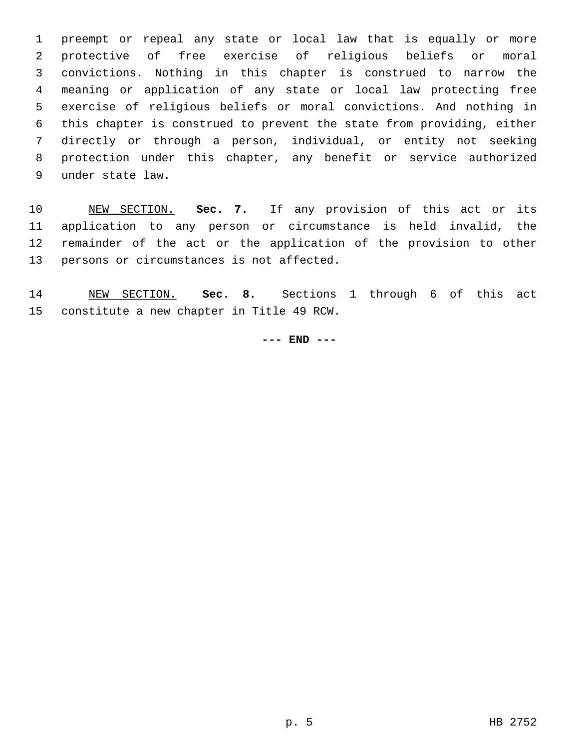preempt or repeal any state or local law that is equally or more protective of free exercise of religious beliefs or moral convictions. Nothing in this chapter is construed to narrow the meaning or application of any state or local law protecting free exercise of religious beliefs or moral convictions. And nothing in this chapter is construed to prevent the state from providing, either directly or through a person, individual, or entity not seeking protection under this chapter, any benefit or service authorized under state law.

NEW SECTION. **Sec. 7.** If any provision of this act or its application to any person or circumstance is held invalid, the remainder of the act or the application of the provision to other persons or circumstances is not affected.

NEW SECTION. **Sec. 8.** Sections 1 through 6 of this act constitute a new chapter in Title 49 RCW.

**--- END ---**